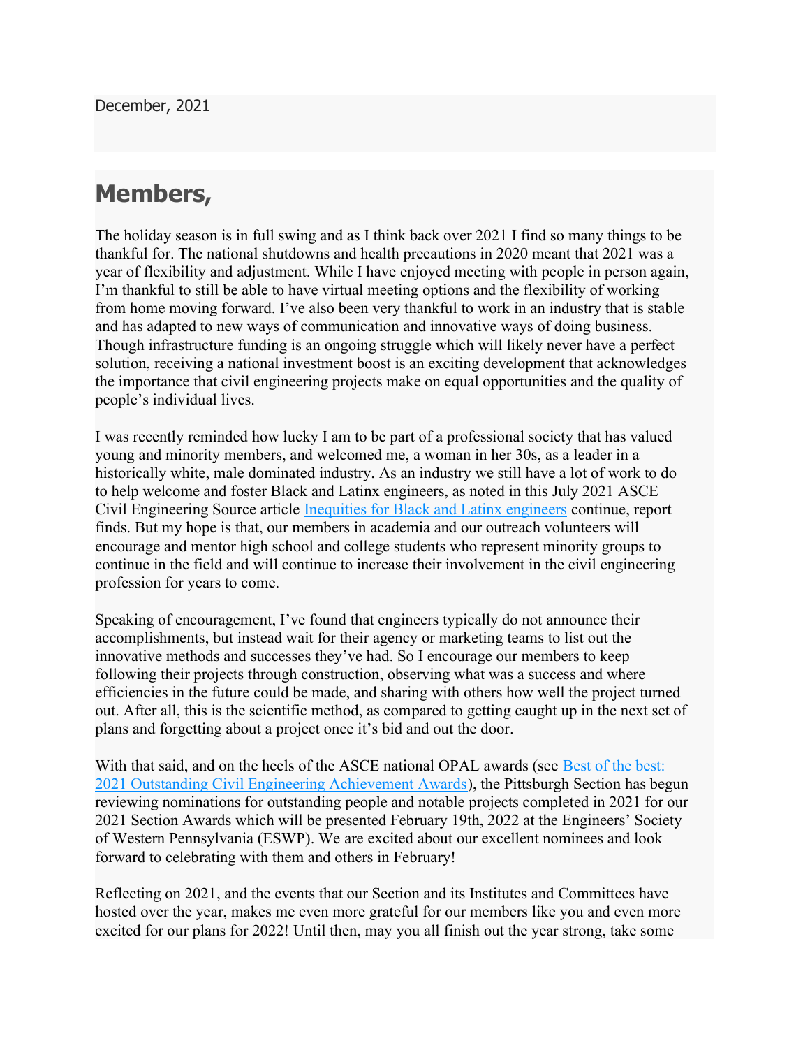December, 2021

# Members,

The holiday season is in full swing and as I think back over 2021 I find so many things to be thankful for. The national shutdowns and health precautions in 2020 meant that 2021 was a year of flexibility and adjustment. While I have enjoyed meeting with people in person again, I'm thankful to still be able to have virtual meeting options and the flexibility of working from home moving forward. I've also been very thankful to work in an industry that is stable and has adapted to new ways of communication and innovative ways of doing business. Though infrastructure funding is an ongoing struggle which will likely never have a perfect solution, receiving a national investment boost is an exciting development that acknowledges the importance that civil engineering projects make on equal opportunities and the quality of people's individual lives.

I was recently reminded how lucky I am to be part of a professional society that has valued young and minority members, and welcomed me, a woman in her 30s, as a leader in a historically white, male dominated industry. As an industry we still have a lot of work to do to help welcome and foster Black and Latinx engineers, as noted in this July 2021 ASCE Civil Engineering Source article Inequities for Black and Latinx engineers continue, report finds. But my hope is that, our members in academia and our outreach volunteers will encourage and mentor high school and college students who represent minority groups to continue in the field and will continue to increase their involvement in the civil engineering profession for years to come.

Speaking of encouragement, I've found that engineers typically do not announce their accomplishments, but instead wait for their agency or marketing teams to list out the innovative methods and successes they've had. So I encourage our members to keep following their projects through construction, observing what was a success and where efficiencies in the future could be made, and sharing with others how well the project turned out. After all, this is the scientific method, as compared to getting caught up in the next set of plans and forgetting about a project once it's bid and out the door.

With that said, and on the heels of the ASCE national OPAL awards (see Best of the best: 2021 Outstanding Civil Engineering Achievement Awards), the Pittsburgh Section has begun reviewing nominations for outstanding people and notable projects completed in 2021 for our 2021 Section Awards which will be presented February 19th, 2022 at the Engineers' Society of Western Pennsylvania (ESWP). We are excited about our excellent nominees and look forward to celebrating with them and others in February!

Reflecting on 2021, and the events that our Section and its Institutes and Committees have hosted over the year, makes me even more grateful for our members like you and even more excited for our plans for 2022! Until then, may you all finish out the year strong, take some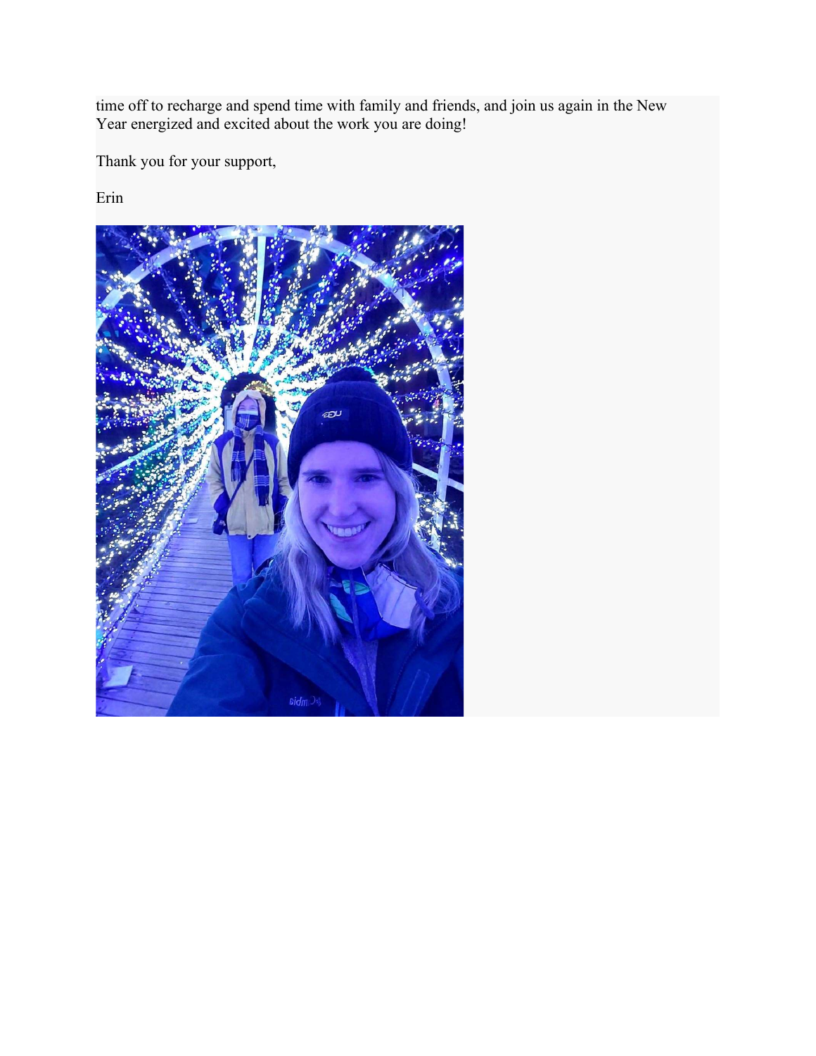time off to recharge and spend time with family and friends, and join us again in the New Year energized and excited about the work you are doing!

Thank you for your support,

Erin